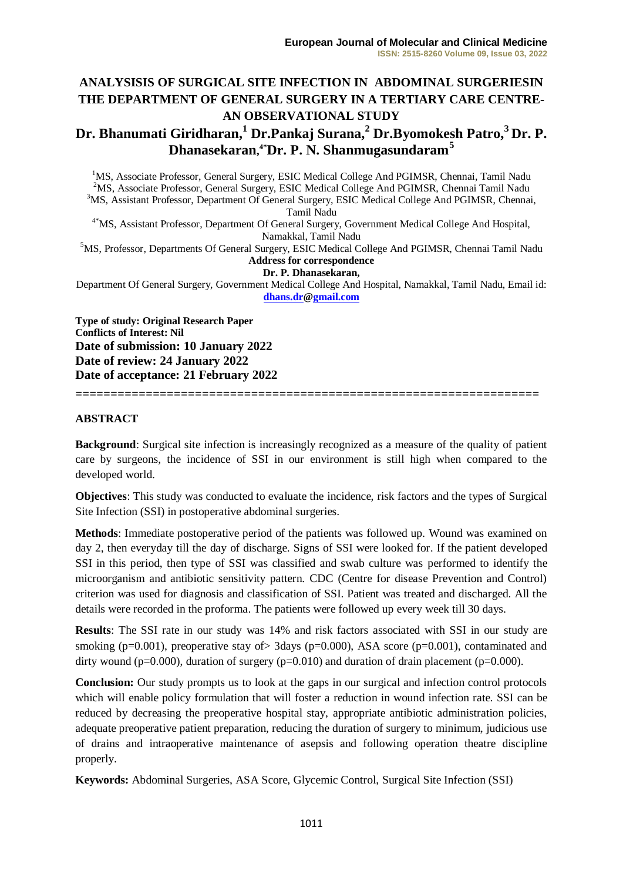# ANALYSISIS OF SURGICAL SITE INFECTION IN ABDOMINAL SURGERIESIN THE DEPARTMENT OF GENERAL SURGERY IN A TERTIARY CARE CENTRE- AN OBSERVATIONAL STUDY

## Dr. Bhanumati Giridharan,[1] Dr.Pankaj Surana,[2] Dr.Byomokesh Patro,[3] Dr. P. Dhanasekaran,[4*] Dr. P. N. Shanmugasundaram[5]

[1]MS, Associate Professor, General Surgery, ESIC Medical College And PGIMSR, Chennai, Tamil Nadu
[2]MS, Associate Professor, General Surgery, ESIC Medical College And PGIMSR, Chennai Tamil Nadu
[3]MS, Assistant Professor, Department Of General Surgery, ESIC Medical College And PGIMSR, Chennai, Tamil Nadu
[4*]MS, Assistant Professor, Department Of General Surgery, Government Medical College And Hospital, Namakkal, Tamil Nadu
[5]MS, Professor, Departments Of General Surgery, ESIC Medical College And PGIMSR, Chennai Tamil Nadu

**Address for correspondence**

**Dr. P. Dhanasekaran,**

Department Of General Surgery, Government Medical College And Hospital, Namakkal, Tamil Nadu, Email id: dhans.dr@gmail.com

**Type of study: Original Research Paper**
**Conflicts of Interest: Nil**
**Date of submission: 10 January 2022**
**Date of review: 24 January 2022**
**Date of acceptance: 21 February 2022**

==================================================================

## ABSTRACT

**Background**: Surgical site infection is increasingly recognized as a measure of the quality of patient care by surgeons, the incidence of SSI in our environment is still high when compared to the developed world.

**Objectives**: This study was conducted to evaluate the incidence, risk factors and the types of Surgical Site Infection (SSI) in postoperative abdominal surgeries.

**Methods**: Immediate postoperative period of the patients was followed up. Wound was examined on day 2, then everyday till the day of discharge. Signs of SSI were looked for. If the patient developed SSI in this period, then type of SSI was classified and swab culture was performed to identify the microorganism and antibiotic sensitivity pattern. CDC (Centre for disease Prevention and Control) criterion was used for diagnosis and classification of SSI. Patient was treated and discharged. All the details were recorded in the proforma. The patients were followed up every week till 30 days.

**Results**: The SSI rate in our study was 14% and risk factors associated with SSI in our study are smoking ($p=0.001$), preoperative stay of> 3days ($p=0.000$), ASA score ($p=0.001$), contaminated and dirty wound ($p=0.000$), duration of surgery ($p=0.010$) and duration of drain placement ($p=0.000$).

**Conclusion:** Our study prompts us to look at the gaps in our surgical and infection control protocols which will enable policy formulation that will foster a reduction in wound infection rate. SSI can be reduced by decreasing the preoperative hospital stay, appropriate antibiotic administration policies, adequate preoperative patient preparation, reducing the duration of surgery to minimum, judicious use of drains and intraoperative maintenance of asepsis and following operation theatre discipline properly.

**Keywords:** Abdominal Surgeries, ASA Score, Glycemic Control, Surgical Site Infection (SSI)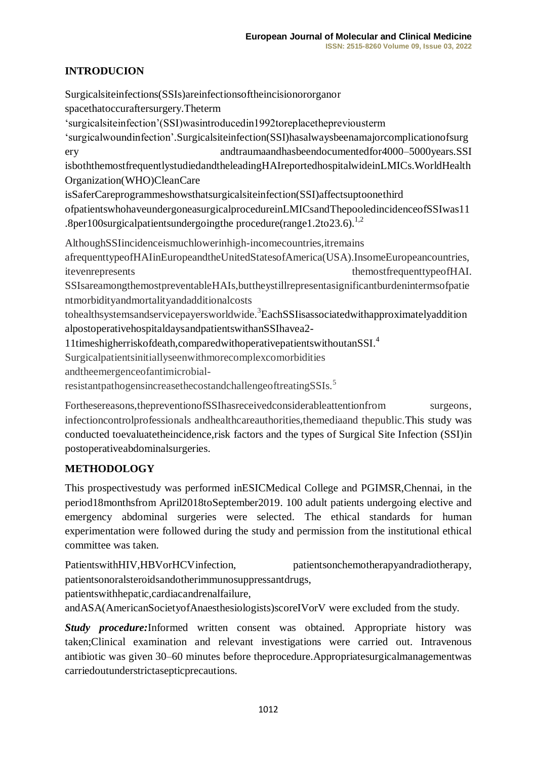## INTRODUCION

Surgicalsiteinfections(SSIs)areinfectionsoftheincisionororganor spacethatoccuraftersurgery.Theterm 'surgicalsiteinfection'(SSI)wasintroducedin1992toreplacethepreviousterm 'surgicalwoundinfection'.Surgicalsiteinfection(SSI)hasalwaysbeenamajorcomplicationofsurgery andtraumaandhasbeendocumentedfor4000–5000years.SSI isboththemostfrequentlystudiedandtheleadingHAIreportedhospitalwideinLMICs.WorldHealth Organization(WHO)CleanCare isSaferCareprogrammeshowsthatsurgicalsiteinfection(SSI)affectsuptoonethird ofpatientswhohaveundergoneasurgicalprocedureinLMICsandThepooledincidenceofSSIwas11.8per100surgicalpatientsundergoingthe procedure(range1.2to23.6).[1,2]

AlthoughSSIincidenceismuchlowerinhigh-incomecountries,itremains afrequenttypeofHAIinEuropeandtheUnitedStatesofAmerica(USA).InsomeEuropeancountries, itevenrepresents themostfrequenttypeofHAI. SSIsareamongthemostpreventableHAIs,buttheystillrepresentasignificantburdenintermsofpatientmorbidityandmortalityandadditionalcosts tohealthsystemsandservicepayersworldwide.[3]EachSSIisassociatedwithapproximatelyadditionalpostoperativehospitaldaysandpatientswithanSSIhavea2-11timeshigherriskofdeath,comparedwithoperativepatientswithoutanSSI.[4] Surgicalpatientsinitiallyseenwithmorecomplexcomorbidities andtheemergenceofantimicrobial-resistantpathogensincreasethecostandchallengeoftreatingSSIs.[5]

Forthesereasons,thepreventionofSSIhasreceivedconsiderableattentionfrom surgeons, infectioncontrolprofessionals andhealthcareauthorities,themediaand thepublic.This study was conducted toevaluatetheincidence,risk factors and the types of Surgical Site Infection (SSI)in postoperativeabdominalsurgeries.

## METHODOLOGY

This prospectivestudy was performed inESICMedical College and PGIMSR,Chennai, in the period18monthsfrom April2018toSeptember2019. 100 adult patients undergoing elective and emergency abdominal surgeries were selected. The ethical standards for human experimentation were followed during the study and permission from the institutional ethical committee was taken.

PatientswithHIV,HBVorHCVinfection, patientsonchemotherapyandradiotherapy, patientsonoralsteroidsandotherimmunosuppressantdrugs, patientswithhepatic,cardiacandrenalfailure, andASA(AmericanSocietyofAnaesthesiologists)scoreIVorV were excluded from the study.

***Study procedure:***Informed written consent was obtained. Appropriate history was taken;Clinical examination and relevant investigations were carried out. Intravenous antibiotic was given 30–60 minutes before theprocedure.Appropriatesurgicalmanagementwas carriedoutunderstrictasepticprecautions.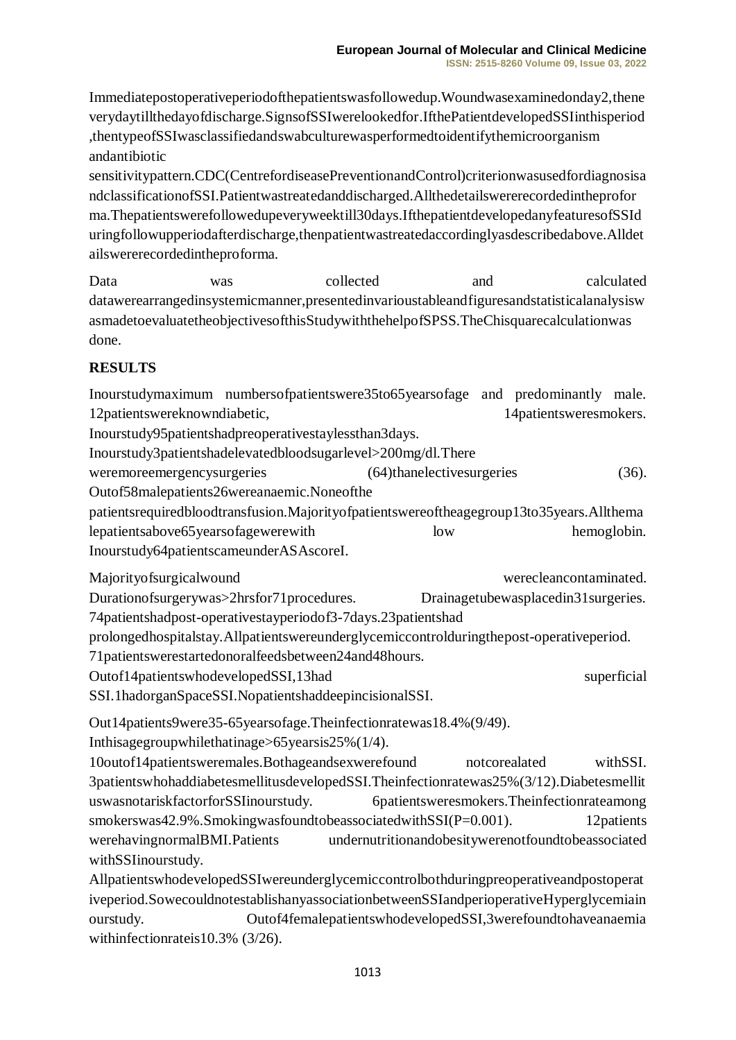Immediate postoperative period of the patients was followed up. Wound was examined on day 2, then every day till the day of discharge. Signs of SSI were looked for. If the Patient developed SSI in this period, then type of SSI was classified and swab culture was performed to identify the microorganism and antibiotic sensitivity pattern. CDC (Centre for disease Prevention and Control) criterion was used for diagnosis and classification of SSI. Patient was treated and discharged. All the details were recorded in the proforma. The patients were followed up every week till 30 days. If the patient developed any features of SSI during follow up period after discharge, then patient was treated accordingly as described above. All details were recorded in the proforma.

Data was collected and calculated data were arranged in systemic manner, presented in various table and figures and statistical analysis was made to evaluate the objectives of this Study with the help of SPSS. The Chi square calculation was done.

## RESULTS

In our study maximum numbers of patients were 35 to 65 years of age and predominantly male. 12 patients were known diabetic, 14 patients were smokers. In our study 95 patients had preoperative stay less than 3 days. In our study 3 patients had elevated blood sugar level >200mg/dl. There were more emergency surgeries (64) than elective surgeries (36). Out of 58 male patients 26 were anaemic. None of the patients required blood transfusion. Majority of patients were of the age group 13 to 35 years. All the male patients above 65 years of age were with low hemoglobin. In our study 64 patients came under ASA score I.

Majority of surgical wound were clean contaminated. Duration of surgery was >2hrs for 71 procedures. Drainage tube was placed in 31 surgeries. 74 patients had post-operative stay period of 3-7 days. 23 patients had prolonged hospital stay. All patients were under glycemic control during the post-operative period. 71 patients were started on oral feeds between 24 and 48 hours. Out of 14 patients who developed SSI, 13 had superficial SSI. 1 had organ Space SSI. No patients had deep incisional SSI.

Out 14 patients 9 were 35-65 years of age. The infection rate was 18.4% (9/49). In this age group while that in age >65 years is 25% (1/4). 10 out of 14 patients were males. Both age and sex were found not corealated with SSI. 3 patients who had diabetes mellitus developed SSI. The infection rate was 25% (3/12). Diabetes mellitus was not a risk factor for SSI in our study. 6 patients were smokers. The infection rate among smokers was 42.9%. Smoking was found to be associated with SSI (P=0.001). 12 patients were having normal BMI. Patients under nutrition and obesity were not found to be associated with SSI in our study.

All patients who developed SSI were under glycemic control both during preoperative and postoperative period. So we could not establish any association between SSI and perioperative Hyperglycemia in our study. Out of 4 female patients who developed SSI, 3 were found to have anaemia with infection rate is 10.3% (3/26).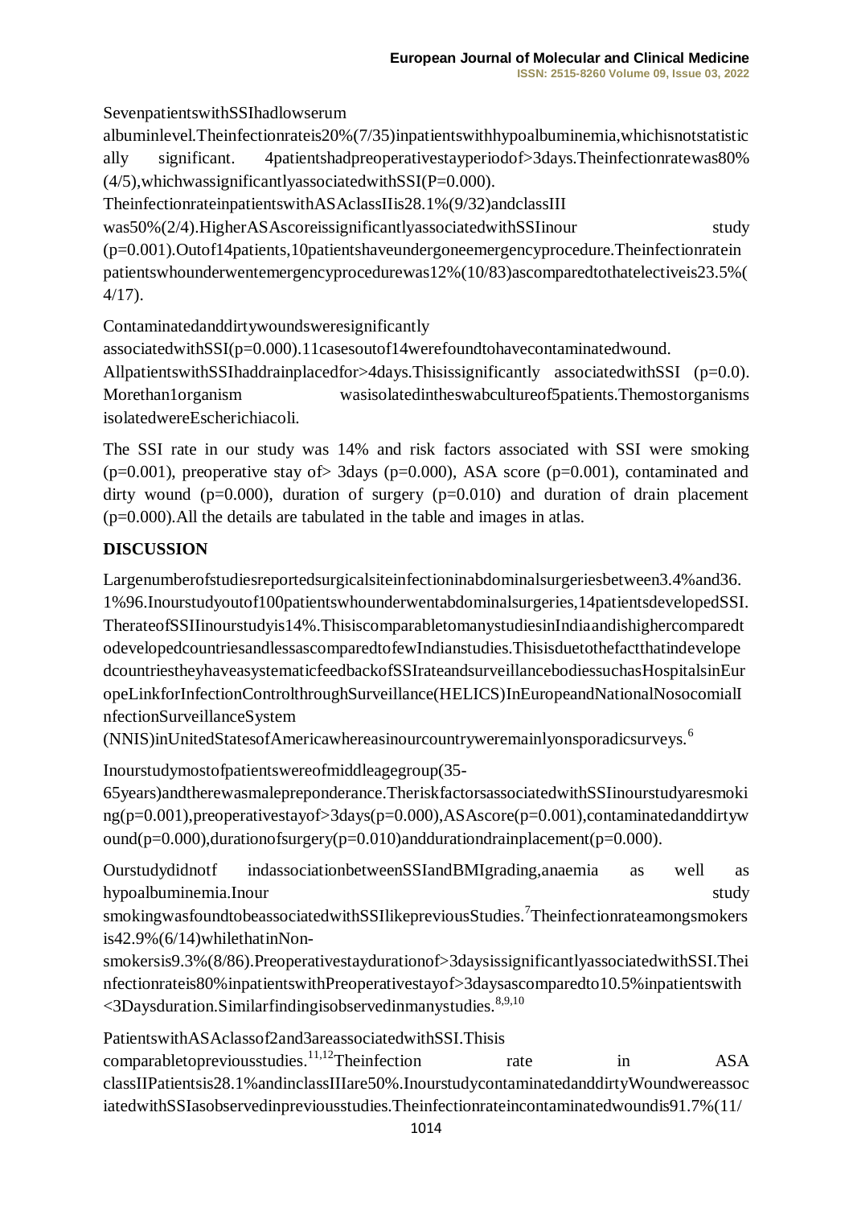Seven patients with SSI had low serum albumin level. The infection rate is 20% (7/35) in patients with hypoalbuminemia, which is not statistically significant. 4 patients had preoperative stay period of >3 days. The infection rate was 80% (4/5), which was significantly associated with SSI (P=0.000). The infection rate in patients with ASA class II is 28.1% (9/32) and class III was 50% (2/4). Higher ASA score is significantly associated with SSI in our study (p=0.001). Out of 14 patients, 10 patients have undergone emergency procedure. The infection rate in patients who underwent emergency procedure was 12% (10/83) as compared to that elective is 23.5% (4/17).

Contaminated and dirty wounds were significantly associated with SSI (p=0.000). 11 cases out of 14 were found to have contaminated wound. All patients with SSI had drain placed for >4 days. This is significantly associated with SSI (p=0.0). More than 1 organism was isolated in the swab culture of 5 patients. The most organisms isolated were Escherichia coli.

The SSI rate in our study was 14% and risk factors associated with SSI were smoking (p=0.001), preoperative stay of> 3days (p=0.000), ASA score (p=0.001), contaminated and dirty wound (p=0.000), duration of surgery (p=0.010) and duration of drain placement (p=0.000). All the details are tabulated in the table and images in atlas.

## DISCUSSION

Large number of studies reported surgical site infection in abdominal surgeries between 3.4% and 36.1% 96. In our study out of 100 patients who underwent abdominal surgeries, 14 patients developed SSI. The rate of SSI in our study is 14%. This is comparable to many studies in India and is higher compared to developed countries and less as compared to few Indian studies. This is due to the fact that in developed countries they have a systematic feedback of SSI rate and surveillance bodies such as Hospitals in Europe Link for Infection Control through Surveillance (HELICS) In Europe and National Nosocomial Infection Surveillance System (NNIS) in United States of America whereas in our country we remainly on sporadic surveys.[6]

In our study most of patients were of middle age group (35-65 years) and there was male preponderance. The risk factors associated with SSI in our study are smoking (p=0.001), preoperative stay of >3 days (p=0.000), ASA score (p=0.001), contaminated and dirty wound (p=0.000), duration of surgery (p=0.010) and duration drain placement (p=0.000).

Our study did not find association between SSI and BMI grading, anaemia as well as hypoalbuminemia. In our study smoking was found to be associated with SSI like previous Studies.[7] The infection rate among smokers is 42.9% (6/14) while that in Non-smokers is 9.3% (8/86). Preoperative stay duration of >3 days is significantly associated with SSI. The infection rate is 80% in patients with Preoperative stay of >3 days as compared to 10.5% in patients with <3 Days duration. Similar finding is observed in many studies.[8,9,10]

Patients with ASA class of 2 and 3 are associated with SSI. This is comparable to previous studies.[11,12] The infection rate in ASA class II Patients is 28.1% and in class III are 50%. In our study contaminated and dirty Wound were associated with SSI as observed in previous studies. The infection rate in contaminated wound is 91.7% (11/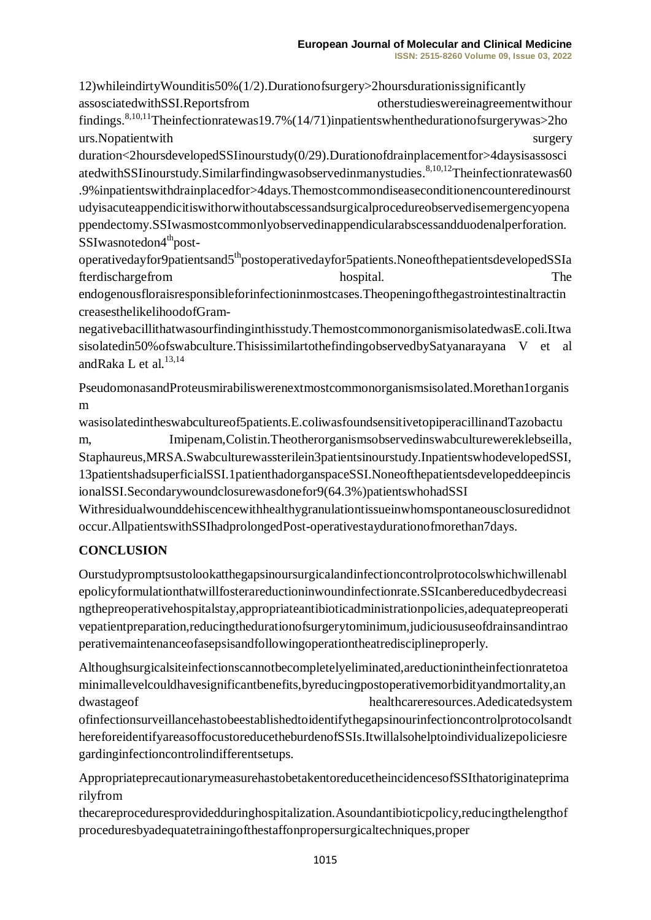12)while in dirty Wound it is 50%(1/2). Duration of surgery >2 hours duration is significantly assosciated with SSI. Reports from other studies were in agreement with our findings.[8,10,11] The infection rate was 19.7%(14/71) in patients when the duration of surgery was >2 hours. No patient with surgery duration <2 hours developed SSI in our study (0/29). Duration of drain placement for >4 days is assosciated with SSI in our study. Similar finding was observed in many studies.[8,10,12] The infection rate was 60.9% in patients with drain placed for >4 days. The most common disease condition encountered in our study is acute appendicitis with or without abscess and surgical procedure observed is emergency open appendectomy. SSI was most commonly observed in appendicular abscess and duodenal perforation. SSI was noted on 4th post-operative day for 9 patients and 5th postoperative day for 5 patients. None of the patients developed SSI after discharge from hospital. The endogenous flora is responsible for infection in most cases. The opening of the gastrointestinal tract increases the likelihood of Gram-negative bacilli that was our finding in this study. The most common organism isolated was E.coli. It was isolated in 50% of swab culture. This is similar to the finding observed by Satyanarayana V et al and Raka L et al.[13,14]

Pseudomonas and Proteus mirabilis were next most common organisms isolated. More than 1 organism was isolated in the swab culture of 5 patients. E.coli was found sensitive to piperacillin and Tazobactum, Imipenam, Colistin. The other organisms observed in swab culture were klebseilla, Staph aureus, MRSA. Swab culture was sterile in 3 patients in our study. In patients who developed SSI, 13 patients had superficial SSI. 1 patient had organ space SSI. None of the patients developed deep incisional SSI. Secondary wound closure was done for 9(64.3%) patients who had SSI With residual wound dehiscence with healthy granulation tissue in whom spontaneous closure did not occur. All patients with SSI had prolonged Post-operative stay duration of more than 7 days.

## CONCLUSION

Our study prompts us to look at the gaps in our surgical and infection control protocols which will enable policy formulation that will foster a reduction in wound infection rate. SSI can be reduced by decreasing the preoperative hospital stay, appropriate antibiotic administration policies, adequate preoperative patient preparation, reducing the duration of surgery to minimum, judicious use of drains and intraoperative maintenance of asepsis and following operation theatre discipline properly.

Although surgical site infections cannot be completely eliminated, a reduction in the infection rate to a minimal level could have significant benefits, by reducing postoperative morbidity and mortality, and wastage of healthcare resources. A dedicated system of infection surveillance has to be established to identify the gaps in our infection control protocols and therefore identify areas of focus to reduce the burden of SSIs. It will also help to individualize policies regarding infection control in different setups.

Appropriate precautionary measure has to be taken to reduce the incidences of SSI that originate primarily from the care procedures provided during hospitalization. A sound antibiotic policy, reducing the length of procedures by adequate training of the staff on proper surgical techniques, proper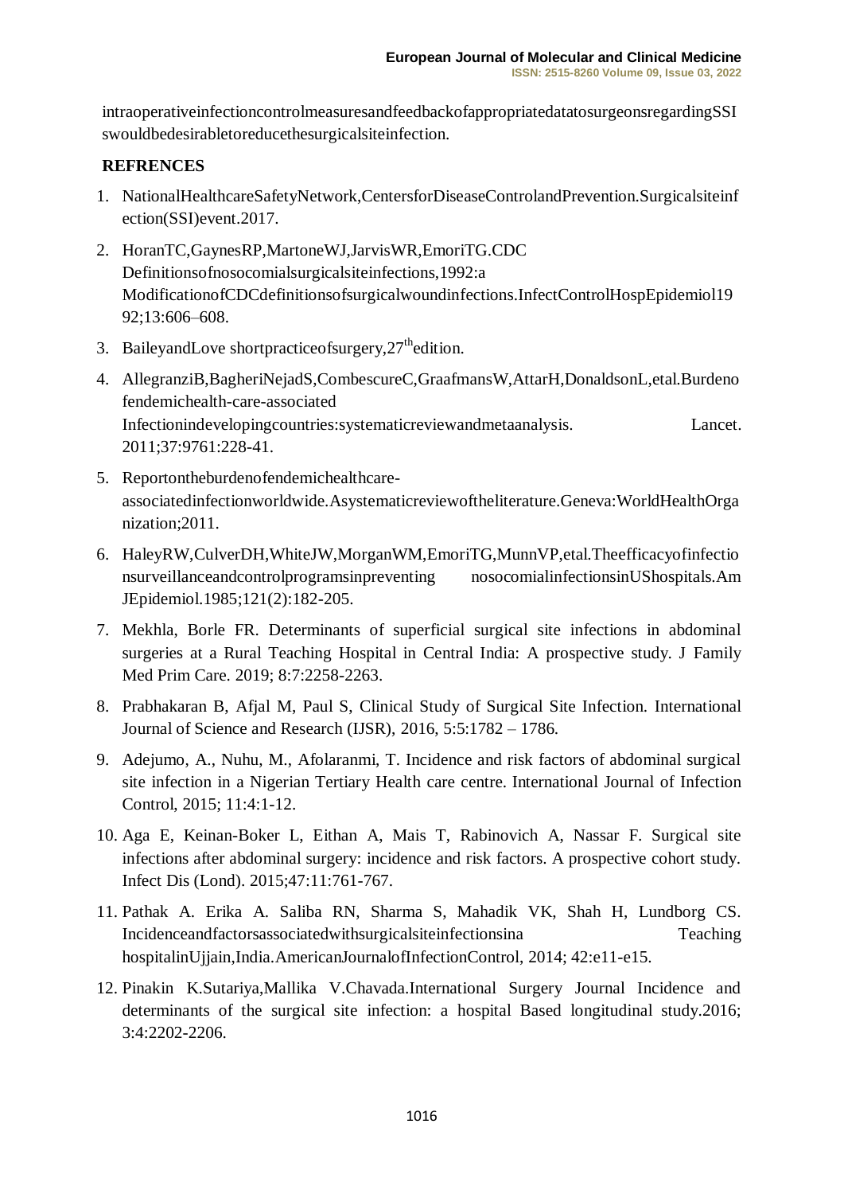intraoperativeinfectioncontrolmeasuresandfeedbackofappropriatedatatosurgeonsregardingSSIswouldbedesirabletoreducethesurgicalsiteinfection.

## REFRENCES

1. NationalHealthcareSafetyNetwork,CentersforDiseaseControlandPrevention.Surgicalsiteinfection(SSI)event.2017.
2. HoranTC,GaynesRP,MartoneWJ,JarvisWR,EmoriTG.CDC Definitionsofnosocomialsurgicalsiteinfections,1992:a ModificationofCDCdefinitionsofsurgicalwoundinfections.InfectControlHospEpidemiol1992;13:606–608.
3. BaileyandLove shortpracticeofsurgery,27th edition.
4. AllegranziB,BagheriNejadS,CombescureC,GraafmansW,AttarH,DonaldsonL,etal.Burdenofendemichealth-care-associated Infectionindevelopingcountries:systematicreviewandmetaanalysis. Lancet. 2011;37:9761:228-41.
5. Reportontheburdenofendemichealthcare-associatedinfectionworldwide.Asystematicreviewoftheliterature.Geneva:WorldHealthOrganization;2011.
6. HaleyRW,CulverDH,WhiteJW,MorganWM,EmoriTG,MunnVP,etal.Theefficacyofinfectionsurveillanceandcontrolprogramsinpreventing nosocomialinfectionsinUShospitals.Am JEpidemiol.1985;121(2):182-205.
7. Mekhla, Borle FR. Determinants of superficial surgical site infections in abdominal surgeries at a Rural Teaching Hospital in Central India: A prospective study. J Family Med Prim Care. 2019; 8:7:2258-2263.
8. Prabhakaran B, Afjal M, Paul S, Clinical Study of Surgical Site Infection. International Journal of Science and Research (IJSR), 2016, 5:5:1782 – 1786.
9. Adejumo, A., Nuhu, M., Afolaranmi, T. Incidence and risk factors of abdominal surgical site infection in a Nigerian Tertiary Health care centre. International Journal of Infection Control, 2015; 11:4:1-12.
10. Aga E, Keinan-Boker L, Eithan A, Mais T, Rabinovich A, Nassar F. Surgical site infections after abdominal surgery: incidence and risk factors. A prospective cohort study. Infect Dis (Lond). 2015;47:11:761-767.
11. Pathak A. Erika A. Saliba RN, Sharma S, Mahadik VK, Shah H, Lundborg CS. Incidenceandfactorsassociatedwithsurgicalsiteinfectionsina Teaching hospitalinUjjain,India.AmericanJournalofInfectionControl, 2014; 42:e11-e15.
12. Pinakin K.Sutariya,Mallika V.Chavada.International Surgery Journal Incidence and determinants of the surgical site infection: a hospital Based longitudinal study.2016; 3:4:2202-2206.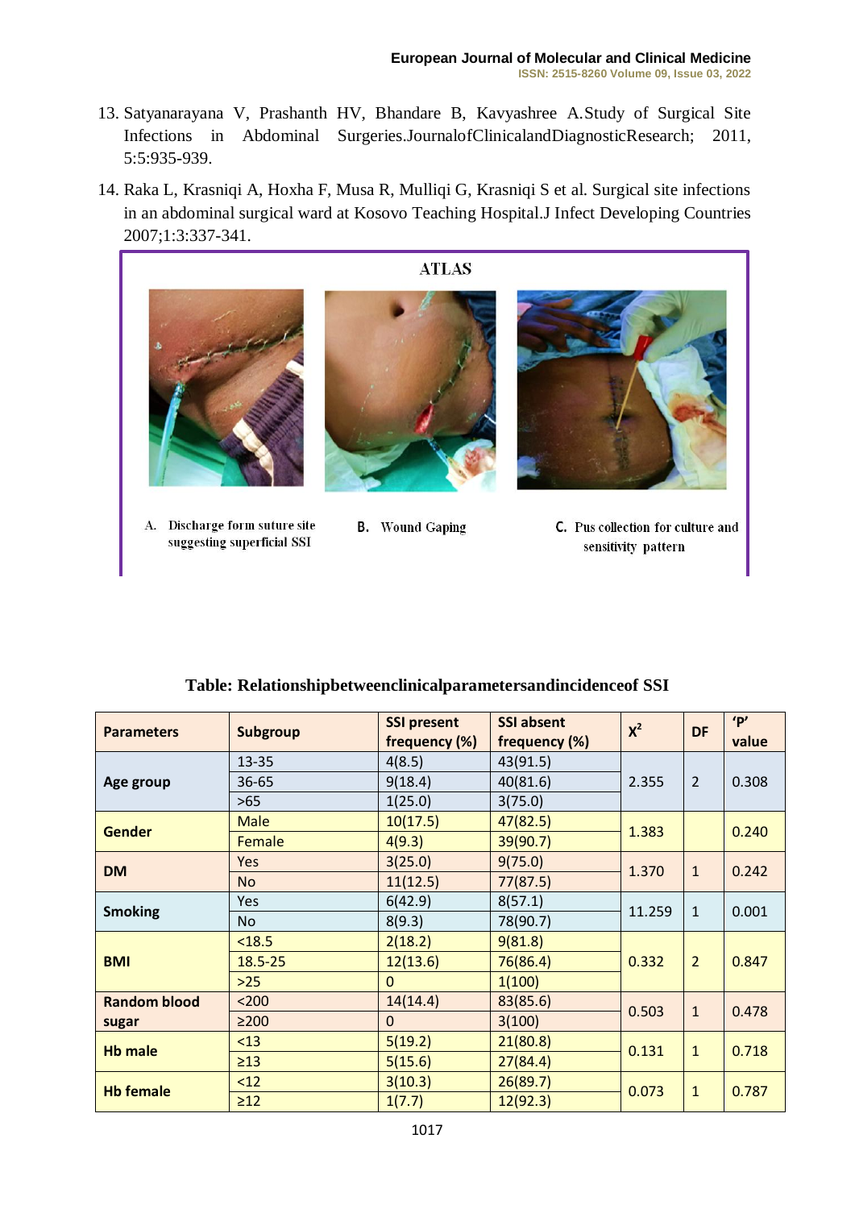13. Satyanarayana V, Prashanth HV, Bhandare B, Kavyashree A.Study of Surgical Site Infections in Abdominal Surgeries.JournalofClinicalandDiagnosticResearch; 2011, 5:5:935-939.

14. Raka L, Krasniqi A, Hoxha F, Musa R, Mulliqi G, Krasniqi S et al. Surgical site infections in an abdominal surgical ward at Kosovo Teaching Hospital.J Infect Developing Countries 2007;1:3:337-341.

**ATLAS**

A. Discharge form suture site suggesting superficial SSI

B. Wound Gaping

C. Pus collection for culture and sensitivity pattern

**Table: Relationshipbetweenclinicalparametersandincidenceof SSI**

| Parameters | Subgroup | SSI present frequency (%) | SSI absent frequency (%) | $X^2$ | DF | 'P' value |
|---|---|---|---|---|---|---|
| Age group | 13-35 | 4(8.5) | 43(91.5) | 2.355 | 2 | 0.308 |
| | 36-65 | 9(18.4) | 40(81.6) | | | |
| | >65 | 1(25.0) | 3(75.0) | | | |
| Gender | Male | 10(17.5) | 47(82.5) | 1.383 | | 0.240 |
| | Female | 4(9.3) | 39(90.7) | | | |
| DM | Yes | 3(25.0) | 9(75.0) | 1.370 | 1 | 0.242 |
| | No | 11(12.5) | 77(87.5) | | | |
| Smoking | Yes | 6(42.9) | 8(57.1) | 11.259 | 1 | 0.001 |
| | No | 8(9.3) | 78(90.7) | | | |
| BMI | <18.5 | 2(18.2) | 9(81.8) | 0.332 | 2 | 0.847 |
| | 18.5-25 | 12(13.6) | 76(86.4) | | | |
| | >25 | 0 | 1(100) | | | |
| Random blood sugar | <200 | 14(14.4) | 83(85.6) | 0.503 | 1 | 0.478 |
| | ≥200 | 0 | 3(100) | | | |
| Hb male | <13 | 5(19.2) | 21(80.8) | 0.131 | 1 | 0.718 |
| | ≥13 | 5(15.6) | 27(84.4) | | | |
| Hb female | <12 | 3(10.3) | 26(89.7) | 0.073 | 1 | 0.787 |
| | ≥12 | 1(7.7) | 12(92.3) | | | |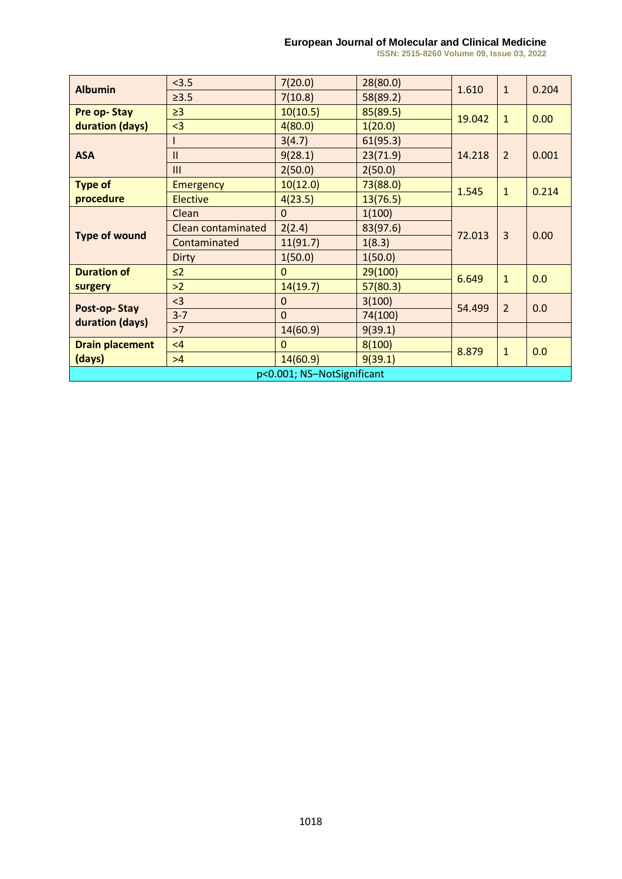| | | | | | | |
|---|---|---|---|---|---|---|
| **Albumin** | <3.5 | 7(20.0) | 28(80.0) | 1.610 | 1 | 0.204 |
| | ≥3.5 | 7(10.8) | 58(89.2) | | | |
| **Pre op- Stay duration (days)** | ≥3 | 10(10.5) | 85(89.5) | 19.042 | 1 | 0.00 |
| | <3 | 4(80.0) | 1(20.0) | | | |
| **ASA** | I | 3(4.7) | 61(95.3) | 14.218 | 2 | 0.001 |
| | II | 9(28.1) | 23(71.9) | | | |
| | III | 2(50.0) | 2(50.0) | | | |
| **Type of procedure** | Emergency | 10(12.0) | 73(88.0) | 1.545 | 1 | 0.214 |
| | Elective | 4(23.5) | 13(76.5) | | | |
| **Type of wound** | Clean | 0 | 1(100) | 72.013 | 3 | 0.00 |
| | Clean contaminated | 2(2.4) | 83(97.6) | | | |
| | Contaminated | 11(91.7) | 1(8.3) | | | |
| | Dirty | 1(50.0) | 1(50.0) | | | |
| **Duration of surgery** | ≤2 | 0 | 29(100) | 6.649 | 1 | 0.0 |
| | >2 | 14(19.7) | 57(80.3) | | | |
| **Post-op- Stay duration (days)** | <3 | 0 | 3(100) | 54.499 | 2 | 0.0 |
| | 3-7 | 0 | 74(100) | | | |
| | >7 | 14(60.9) | 9(39.1) | | | |
| **Drain placement (days)** | <4 | 0 | 8(100) | 8.879 | 1 | 0.0 |
| | >4 | 14(60.9) | 9(39.1) | | | |

p<0.001; NS–NotSignificant